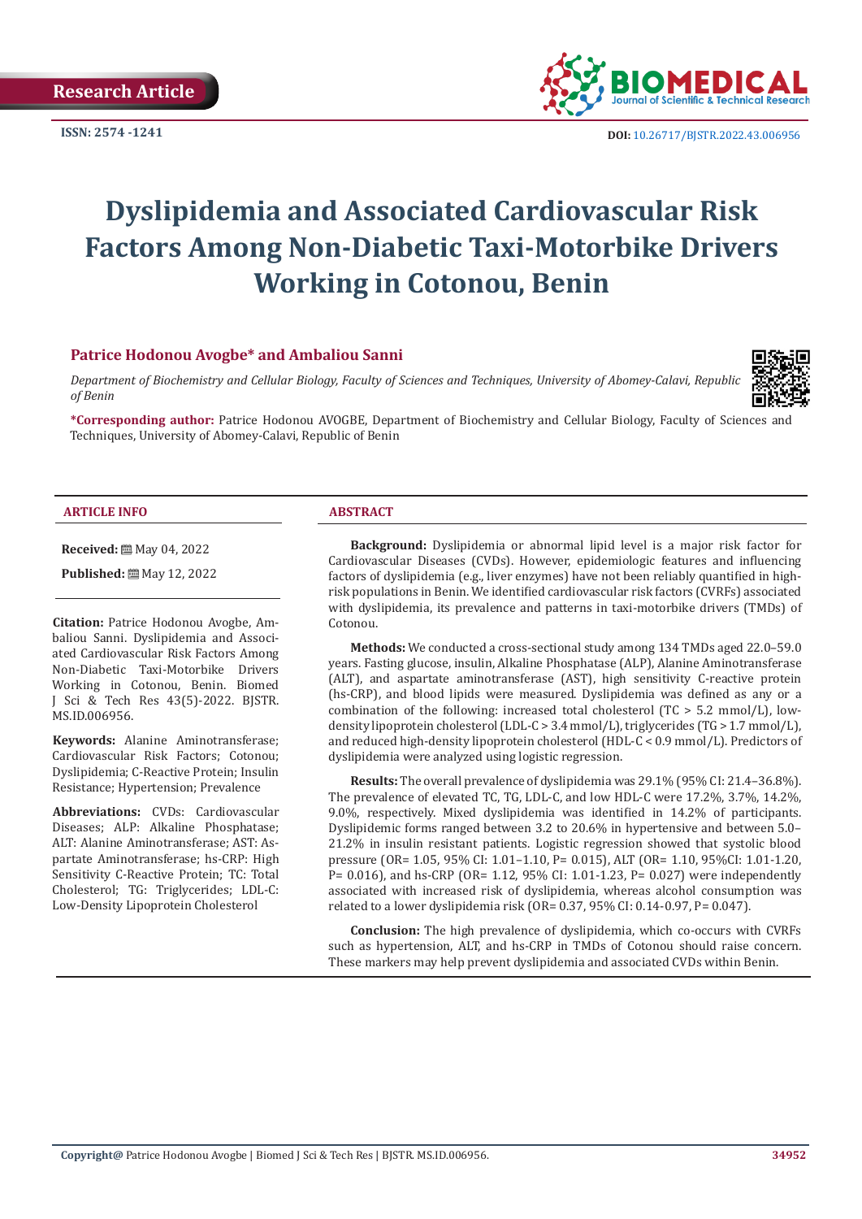Research Article

ISSN: 2574 -1241

DOI: 10.26717/BJSTR.2022.43.006956

# Dyslipidemia and Associated Cardiovascular Risk Factors Among Non-Diabetic Taxi-Motorbike Drivers Working in Cotonou, Benin

**Patrice Hodonou Avogbe\* and Ambaliou Sanni**

*Department of Biochemistry and Cellular Biology, Faculty of Sciences and Techniques, University of Abomey-Calavi, Republic of Benin*

**\*Corresponding author:** Patrice Hodonou AVOGBE, Department of Biochemistry and Cellular Biology, Faculty of Sciences and Techniques, University of Abomey-Calavi, Republic of Benin

## ARTICLE INFO

**Received:** May 04, 2022

**Published:** May 12, 2022

**Citation:** Patrice Hodonou Avogbe, Ambaliou Sanni. Dyslipidemia and Associated Cardiovascular Risk Factors Among Non-Diabetic Taxi-Motorbike Drivers Working in Cotonou, Benin. Biomed J Sci & Tech Res 43(5)-2022. BJSTR. MS.ID.006956.

**Keywords:** Alanine Aminotransferase; Cardiovascular Risk Factors; Cotonou; Dyslipidemia; C-Reactive Protein; Insulin Resistance; Hypertension; Prevalence

**Abbreviations:** CVDs: Cardiovascular Diseases; ALP: Alkaline Phosphatase; ALT: Alanine Aminotransferase; AST: Aspartate Aminotransferase; hs-CRP: High Sensitivity C-Reactive Protein; TC: Total Cholesterol; TG: Triglycerides; LDL-C: Low-Density Lipoprotein Cholesterol

## ABSTRACT

**Background:** Dyslipidemia or abnormal lipid level is a major risk factor for Cardiovascular Diseases (CVDs). However, epidemiologic features and influencing factors of dyslipidemia (e.g., liver enzymes) have not been reliably quantified in high-risk populations in Benin. We identified cardiovascular risk factors (CVRFs) associated with dyslipidemia, its prevalence and patterns in taxi-motorbike drivers (TMDs) of Cotonou.

**Methods:** We conducted a cross-sectional study among 134 TMDs aged 22.0–59.0 years. Fasting glucose, insulin, Alkaline Phosphatase (ALP), Alanine Aminotransferase (ALT), and aspartate aminotransferase (AST), high sensitivity C-reactive protein (hs-CRP), and blood lipids were measured. Dyslipidemia was defined as any or a combination of the following: increased total cholesterol (TC > 5.2 mmol/L), low-density lipoprotein cholesterol (LDL-C > 3.4 mmol/L), triglycerides (TG > 1.7 mmol/L), and reduced high-density lipoprotein cholesterol (HDL-C < 0.9 mmol/L). Predictors of dyslipidemia were analyzed using logistic regression.

**Results:** The overall prevalence of dyslipidemia was 29.1% (95% CI: 21.4–36.8%). The prevalence of elevated TC, TG, LDL-C, and low HDL-C were 17.2%, 3.7%, 14.2%, 9.0%, respectively. Mixed dyslipidemia was identified in 14.2% of participants. Dyslipidemic forms ranged between 3.2 to 20.6% in hypertensive and between 5.0–21.2% in insulin resistant patients. Logistic regression showed that systolic blood pressure (OR= 1.05, 95% CI: 1.01–1.10, P= 0.015), ALT (OR= 1.10, 95%CI: 1.01-1.20, P= 0.016), and hs-CRP (OR= 1.12, 95% CI: 1.01-1.23, P= 0.027) were independently associated with increased risk of dyslipidemia, whereas alcohol consumption was related to a lower dyslipidemia risk (OR= 0.37, 95% CI: 0.14-0.97, P= 0.047).

**Conclusion:** The high prevalence of dyslipidemia, which co-occurs with CVRFs such as hypertension, ALT, and hs-CRP in TMDs of Cotonou should raise concern. These markers may help prevent dyslipidemia and associated CVDs within Benin.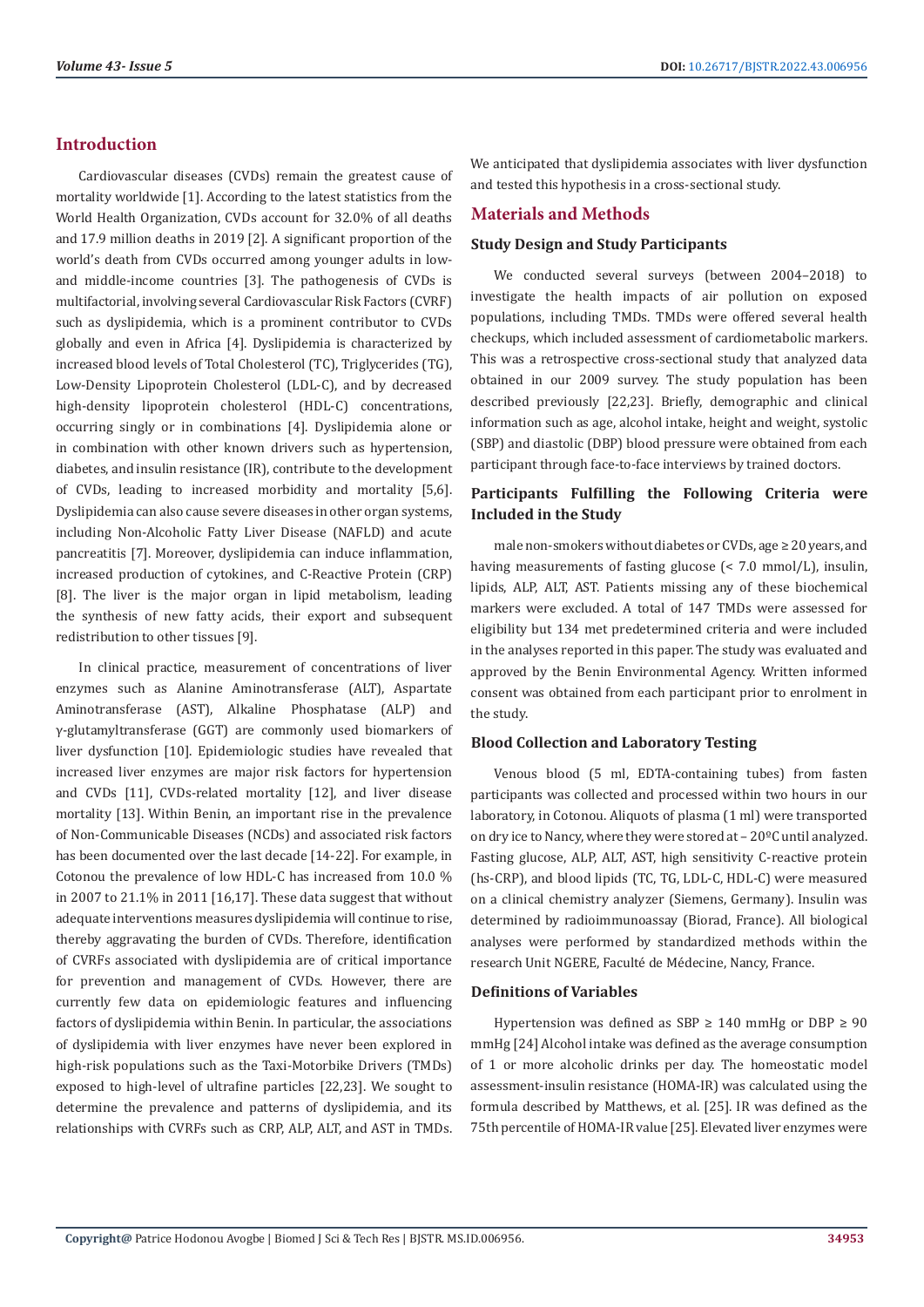## Introduction

Cardiovascular diseases (CVDs) remain the greatest cause of mortality worldwide [1]. According to the latest statistics from the World Health Organization, CVDs account for 32.0% of all deaths and 17.9 million deaths in 2019 [2]. A significant proportion of the world's death from CVDs occurred among younger adults in low- and middle-income countries [3]. The pathogenesis of CVDs is multifactorial, involving several Cardiovascular Risk Factors (CVRF) such as dyslipidemia, which is a prominent contributor to CVDs globally and even in Africa [4]. Dyslipidemia is characterized by increased blood levels of Total Cholesterol (TC), Triglycerides (TG), Low-Density Lipoprotein Cholesterol (LDL-C), and by decreased high-density lipoprotein cholesterol (HDL-C) concentrations, occurring singly or in combinations [4]. Dyslipidemia alone or in combination with other known drivers such as hypertension, diabetes, and insulin resistance (IR), contribute to the development of CVDs, leading to increased morbidity and mortality [5,6]. Dyslipidemia can also cause severe diseases in other organ systems, including Non-Alcoholic Fatty Liver Disease (NAFLD) and acute pancreatitis [7]. Moreover, dyslipidemia can induce inflammation, increased production of cytokines, and C-Reactive Protein (CRP) [8]. The liver is the major organ in lipid metabolism, leading the synthesis of new fatty acids, their export and subsequent redistribution to other tissues [9].

In clinical practice, measurement of concentrations of liver enzymes such as Alanine Aminotransferase (ALT), Aspartate Aminotransferase (AST), Alkaline Phosphatase (ALP) and γ-glutamyltransferase (GGT) are commonly used biomarkers of liver dysfunction [10]. Epidemiologic studies have revealed that increased liver enzymes are major risk factors for hypertension and CVDs [11], CVDs-related mortality [12], and liver disease mortality [13]. Within Benin, an important rise in the prevalence of Non-Communicable Diseases (NCDs) and associated risk factors has been documented over the last decade [14-22]. For example, in Cotonou the prevalence of low HDL-C has increased from 10.0 % in 2007 to 21.1% in 2011 [16,17]. These data suggest that without adequate interventions measures dyslipidemia will continue to rise, thereby aggravating the burden of CVDs. Therefore, identification of CVRFs associated with dyslipidemia are of critical importance for prevention and management of CVDs. However, there are currently few data on epidemiologic features and influencing factors of dyslipidemia within Benin. In particular, the associations of dyslipidemia with liver enzymes have never been explored in high-risk populations such as the Taxi-Motorbike Drivers (TMDs) exposed to high-level of ultrafine particles [22,23]. We sought to determine the prevalence and patterns of dyslipidemia, and its relationships with CVRFs such as CRP, ALP, ALT, and AST in TMDs. We anticipated that dyslipidemia associates with liver dysfunction and tested this hypothesis in a cross-sectional study.

## Materials and Methods

### Study Design and Study Participants

We conducted several surveys (between 2004–2018) to investigate the health impacts of air pollution on exposed populations, including TMDs. TMDs were offered several health checkups, which included assessment of cardiometabolic markers. This was a retrospective cross-sectional study that analyzed data obtained in our 2009 survey. The study population has been described previously [22,23]. Briefly, demographic and clinical information such as age, alcohol intake, height and weight, systolic (SBP) and diastolic (DBP) blood pressure were obtained from each participant through face-to-face interviews by trained doctors.

### Participants Fulfilling the Following Criteria were Included in the Study

male non-smokers without diabetes or CVDs, age ≥ 20 years, and having measurements of fasting glucose (< 7.0 mmol/L), insulin, lipids, ALP, ALT, AST. Patients missing any of these biochemical markers were excluded. A total of 147 TMDs were assessed for eligibility but 134 met predetermined criteria and were included in the analyses reported in this paper. The study was evaluated and approved by the Benin Environmental Agency. Written informed consent was obtained from each participant prior to enrolment in the study.

### Blood Collection and Laboratory Testing

Venous blood (5 ml, EDTA-containing tubes) from fasten participants was collected and processed within two hours in our laboratory, in Cotonou. Aliquots of plasma (1 ml) were transported on dry ice to Nancy, where they were stored at – 20ºC until analyzed. Fasting glucose, ALP, ALT, AST, high sensitivity C-reactive protein (hs-CRP), and blood lipids (TC, TG, LDL-C, HDL-C) were measured on a clinical chemistry analyzer (Siemens, Germany). Insulin was determined by radioimmunoassay (Biorad, France). All biological analyses were performed by standardized methods within the research Unit NGERE, Faculté de Médecine, Nancy, France.

### Definitions of Variables

Hypertension was defined as SBP ≥ 140 mmHg or DBP ≥ 90 mmHg [24] Alcohol intake was defined as the average consumption of 1 or more alcoholic drinks per day. The homeostatic model assessment-insulin resistance (HOMA-IR) was calculated using the formula described by Matthews, et al. [25]. IR was defined as the 75th percentile of HOMA-IR value [25]. Elevated liver enzymes were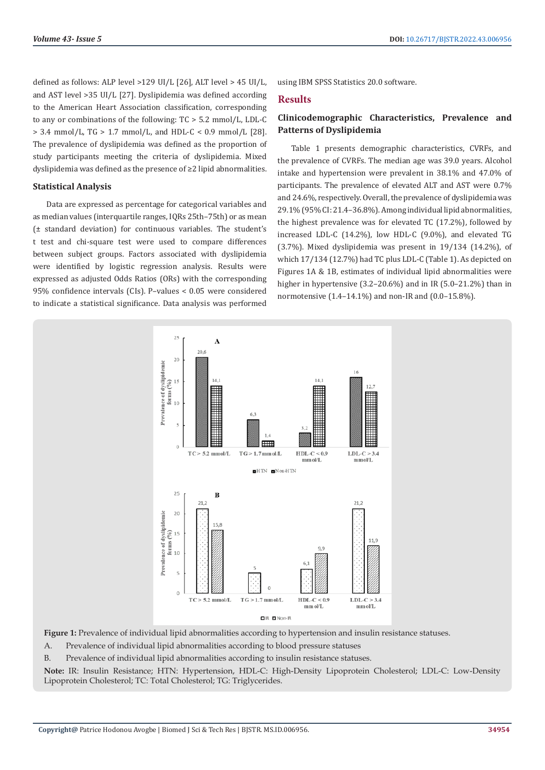defined as follows: ALP level >129 UI/L [26], ALT level > 45 UI/L, and AST level >35 UI/L [27]. Dyslipidemia was defined according to the American Heart Association classification, corresponding to any or combinations of the following: TC > 5.2 mmol/L, LDL-C > 3.4 mmol/L, TG > 1.7 mmol/L, and HDL-C < 0.9 mmol/L [28]. The prevalence of dyslipidemia was defined as the proportion of study participants meeting the criteria of dyslipidemia. Mixed dyslipidemia was defined as the presence of ≥2 lipid abnormalities.

### Statistical Analysis

Data are expressed as percentage for categorical variables and as median values (interquartile ranges, IQRs 25th–75th) or as mean (± standard deviation) for continuous variables. The student's t test and chi-square test were used to compare differences between subject groups. Factors associated with dyslipidemia were identified by logistic regression analysis. Results were expressed as adjusted Odds Ratios (ORs) with the corresponding 95% confidence intervals (CIs). P–values < 0.05 were considered to indicate a statistical significance. Data analysis was performed using IBM SPSS Statistics 20.0 software.

## Results

### Clinicodemographic Characteristics, Prevalence and Patterns of Dyslipidemia

Table 1 presents demographic characteristics, CVRFs, and the prevalence of CVRFs. The median age was 39.0 years. Alcohol intake and hypertension were prevalent in 38.1% and 47.0% of participants. The prevalence of elevated ALT and AST were 0.7% and 24.6%, respectively. Overall, the prevalence of dyslipidemia was 29.1% (95% CI: 21.4–36.8%). Among individual lipid abnormalities, the highest prevalence was for elevated TC (17.2%), followed by increased LDL-C (14.2%), low HDL-C (9.0%), and elevated TG (3.7%). Mixed dyslipidemia was present in 19/134 (14.2%), of which 17/134 (12.7%) had TC plus LDL-C (Table 1). As depicted on Figures 1A & 1B, estimates of individual lipid abnormalities were higher in hypertensive (3.2–20.6%) and in IR (5.0–21.2%) than in normotensive (1.4–14.1%) and non-IR and (0.0–15.8%).

**Figure 1:** Prevalence of individual lipid abnormalities according to hypertension and insulin resistance statuses.

A. Prevalence of individual lipid abnormalities according to blood pressure statuses

B. Prevalence of individual lipid abnormalities according to insulin resistance statuses.

**Note:** IR: Insulin Resistance; HTN: Hypertension, HDL-C: High-Density Lipoprotein Cholesterol; LDL-C: Low-Density Lipoprotein Cholesterol; TC: Total Cholesterol; TG: Triglycerides.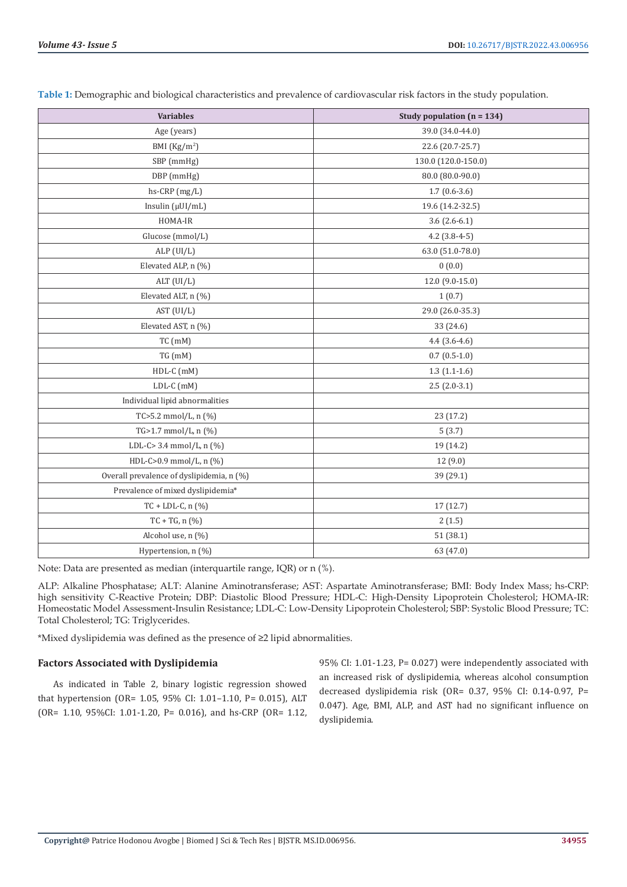**Table 1:** Demographic and biological characteristics and prevalence of cardiovascular risk factors in the study population.

| Variables | Study population (n = 134) |
|---|---|
| Age (years) | 39.0 (34.0-44.0) |
| BMI (Kg/m$^2$) | 22.6 (20.7-25.7) |
| SBP (mmHg) | 130.0 (120.0-150.0) |
| DBP (mmHg) | 80.0 (80.0-90.0) |
| hs-CRP (mg/L) | 1.7 (0.6-3.6) |
| Insulin (μUI/mL) | 19.6 (14.2-32.5) |
| HOMA-IR | 3.6 (2.6-6.1) |
| Glucose (mmol/L) | 4.2 (3.8-4-5) |
| ALP (UI/L) | 63.0 (51.0-78.0) |
| Elevated ALP, n (%) | 0 (0.0) |
| ALT (UI/L) | 12.0 (9.0-15.0) |
| Elevated ALT, n (%) | 1 (0.7) |
| AST (UI/L) | 29.0 (26.0-35.3) |
| Elevated AST, n (%) | 33 (24.6) |
| TC (mM) | 4.4 (3.6-4.6) |
| TG (mM) | 0.7 (0.5-1.0) |
| HDL-C (mM) | 1.3 (1.1-1.6) |
| LDL-C (mM) | 2.5 (2.0-3.1) |
| Individual lipid abnormalities | |
| TC>5.2 mmol/L, n (%) | 23 (17.2) |
| TG>1.7 mmol/L, n (%) | 5 (3.7) |
| LDL-C> 3.4 mmol/L, n (%) | 19 (14.2) |
| HDL-C>0.9 mmol/L, n (%) | 12 (9.0) |
| Overall prevalence of dyslipidemia, n (%) | 39 (29.1) |
| Prevalence of mixed dyslipidemia* | |
| TC + LDL-C, n (%) | 17 (12.7) |
| TC + TG, n (%) | 2 (1.5) |
| Alcohol use, n (%) | 51 (38.1) |
| Hypertension, n (%) | 63 (47.0) |

Note: Data are presented as median (interquartile range, IQR) or n (%).

ALP: Alkaline Phosphatase; ALT: Alanine Aminotransferase; AST: Aspartate Aminotransferase; BMI: Body Index Mass; hs-CRP: high sensitivity C-Reactive Protein; DBP: Diastolic Blood Pressure; HDL-C: High-Density Lipoprotein Cholesterol; HOMA-IR: Homeostatic Model Assessment-Insulin Resistance; LDL-C: Low-Density Lipoprotein Cholesterol; SBP: Systolic Blood Pressure; TC: Total Cholesterol; TG: Triglycerides.

*Mixed dyslipidemia was defined as the presence of ≥2 lipid abnormalities.

### Factors Associated with Dyslipidemia

As indicated in Table 2, binary logistic regression showed that hypertension (OR= 1.05, 95% CI: 1.01–1.10, P= 0.015), ALT (OR= 1.10, 95%CI: 1.01-1.20, P= 0.016), and hs-CRP (OR= 1.12, 95% CI: 1.01-1.23, P= 0.027) were independently associated with an increased risk of dyslipidemia, whereas alcohol consumption decreased dyslipidemia risk (OR= 0.37, 95% CI: 0.14-0.97, P= 0.047). Age, BMI, ALP, and AST had no significant influence on dyslipidemia.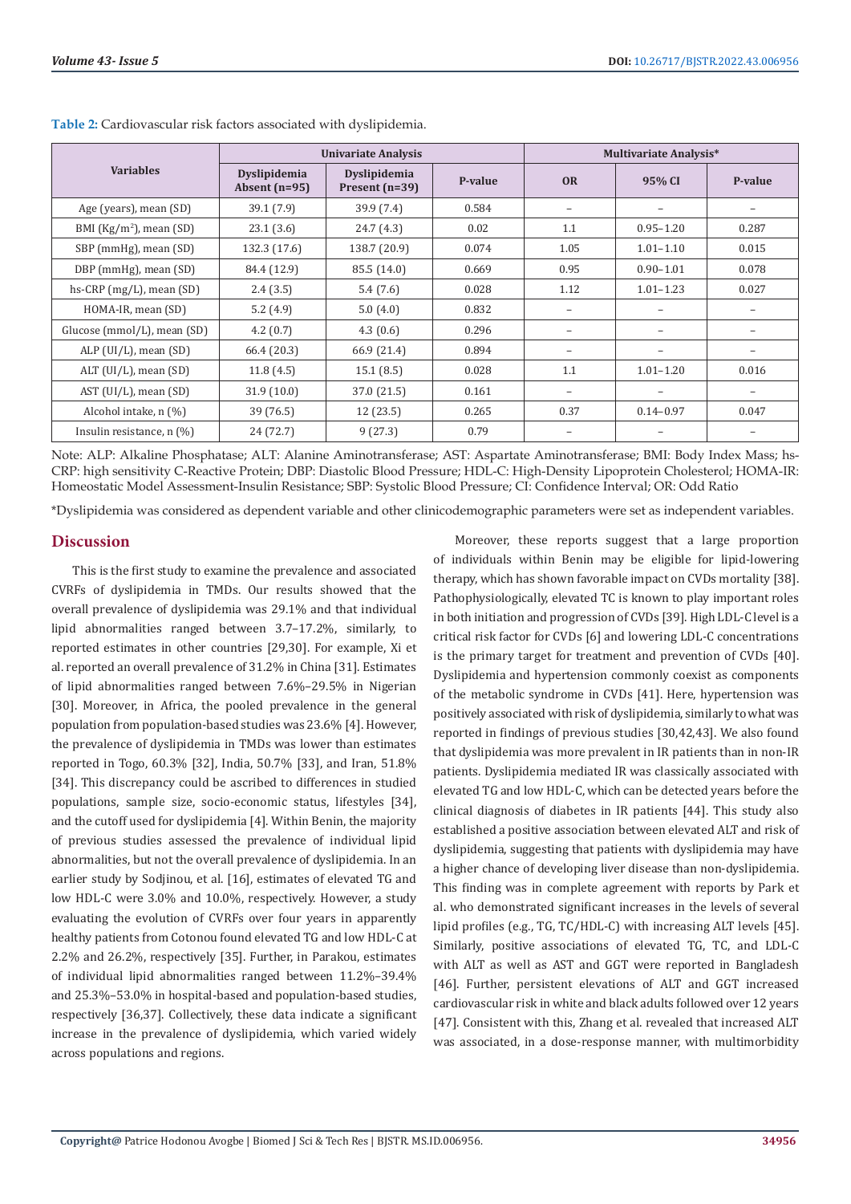**Table 2:** Cardiovascular risk factors associated with dyslipidemia.

| Variables | Univariate Analysis | | | Multivariate Analysis* | | |
|---|---|---|---|---|---|---|
| | Dyslipidemia Absent (n=95) | Dyslipidemia Present (n=39) | P-value | OR | 95% CI | P-value |
| Age (years), mean (SD) | 39.1 (7.9) | 39.9 (7.4) | 0.584 | – | – | – |
| BMI (Kg/m$^2$), mean (SD) | 23.1 (3.6) | 24.7 (4.3) | 0.02 | 1.1 | 0.95–1.20 | 0.287 |
| SBP (mmHg), mean (SD) | 132.3 (17.6) | 138.7 (20.9) | 0.074 | 1.05 | 1.01–1.10 | 0.015 |
| DBP (mmHg), mean (SD) | 84.4 (12.9) | 85.5 (14.0) | 0.669 | 0.95 | 0.90–1.01 | 0.078 |
| hs-CRP (mg/L), mean (SD) | 2.4 (3.5) | 5.4 (7.6) | 0.028 | 1.12 | 1.01–1.23 | 0.027 |
| HOMA-IR, mean (SD) | 5.2 (4.9) | 5.0 (4.0) | 0.832 | – | – | – |
| Glucose (mmol/L), mean (SD) | 4.2 (0.7) | 4.3 (0.6) | 0.296 | – | – | – |
| ALP (UI/L), mean (SD) | 66.4 (20.3) | 66.9 (21.4) | 0.894 | – | – | – |
| ALT (UI/L), mean (SD) | 11.8 (4.5) | 15.1 (8.5) | 0.028 | 1.1 | 1.01–1.20 | 0.016 |
| AST (UI/L), mean (SD) | 31.9 (10.0) | 37.0 (21.5) | 0.161 | – | – | – |
| Alcohol intake, n (%) | 39 (76.5) | 12 (23.5) | 0.265 | 0.37 | 0.14–0.97 | 0.047 |
| Insulin resistance, n (%) | 24 (72.7) | 9 (27.3) | 0.79 | – | – | – |

Note: ALP: Alkaline Phosphatase; ALT: Alanine Aminotransferase; AST: Aspartate Aminotransferase; BMI: Body Index Mass; hs-CRP: high sensitivity C-Reactive Protein; DBP: Diastolic Blood Pressure; HDL-C: High-Density Lipoprotein Cholesterol; HOMA-IR: Homeostatic Model Assessment-Insulin Resistance; SBP: Systolic Blood Pressure; CI: Confidence Interval; OR: Odd Ratio

*Dyslipidemia was considered as dependent variable and other clinicodemographic parameters were set as independent variables.

## Discussion

This is the first study to examine the prevalence and associated CVRFs of dyslipidemia in TMDs. Our results showed that the overall prevalence of dyslipidemia was 29.1% and that individual lipid abnormalities ranged between 3.7–17.2%, similarly, to reported estimates in other countries [29,30]. For example, Xi et al. reported an overall prevalence of 31.2% in China [31]. Estimates of lipid abnormalities ranged between 7.6%–29.5% in Nigerian [30]. Moreover, in Africa, the pooled prevalence in the general population from population-based studies was 23.6% [4]. However, the prevalence of dyslipidemia in TMDs was lower than estimates reported in Togo, 60.3% [32], India, 50.7% [33], and Iran, 51.8% [34]. This discrepancy could be ascribed to differences in studied populations, sample size, socio-economic status, lifestyles [34], and the cutoff used for dyslipidemia [4]. Within Benin, the majority of previous studies assessed the prevalence of individual lipid abnormalities, but not the overall prevalence of dyslipidemia. In an earlier study by Sodjinou, et al. [16], estimates of elevated TG and low HDL-C were 3.0% and 10.0%, respectively. However, a study evaluating the evolution of CVRFs over four years in apparently healthy patients from Cotonou found elevated TG and low HDL-C at 2.2% and 26.2%, respectively [35]. Further, in Parakou, estimates of individual lipid abnormalities ranged between 11.2%–39.4% and 25.3%–53.0% in hospital-based and population-based studies, respectively [36,37]. Collectively, these data indicate a significant increase in the prevalence of dyslipidemia, which varied widely across populations and regions.

Moreover, these reports suggest that a large proportion of individuals within Benin may be eligible for lipid-lowering therapy, which has shown favorable impact on CVDs mortality [38]. Pathophysiologically, elevated TC is known to play important roles in both initiation and progression of CVDs [39]. High LDL-C level is a critical risk factor for CVDs [6] and lowering LDL-C concentrations is the primary target for treatment and prevention of CVDs [40]. Dyslipidemia and hypertension commonly coexist as components of the metabolic syndrome in CVDs [41]. Here, hypertension was positively associated with risk of dyslipidemia, similarly to what was reported in findings of previous studies [30,42,43]. We also found that dyslipidemia was more prevalent in IR patients than in non-IR patients. Dyslipidemia mediated IR was classically associated with elevated TG and low HDL-C, which can be detected years before the clinical diagnosis of diabetes in IR patients [44]. This study also established a positive association between elevated ALT and risk of dyslipidemia, suggesting that patients with dyslipidemia may have a higher chance of developing liver disease than non-dyslipidemia. This finding was in complete agreement with reports by Park et al. who demonstrated significant increases in the levels of several lipid profiles (e.g., TG, TC/HDL-C) with increasing ALT levels [45]. Similarly, positive associations of elevated TG, TC, and LDL-C with ALT as well as AST and GGT were reported in Bangladesh [46]. Further, persistent elevations of ALT and GGT increased cardiovascular risk in white and black adults followed over 12 years [47]. Consistent with this, Zhang et al. revealed that increased ALT was associated, in a dose-response manner, with multimorbidity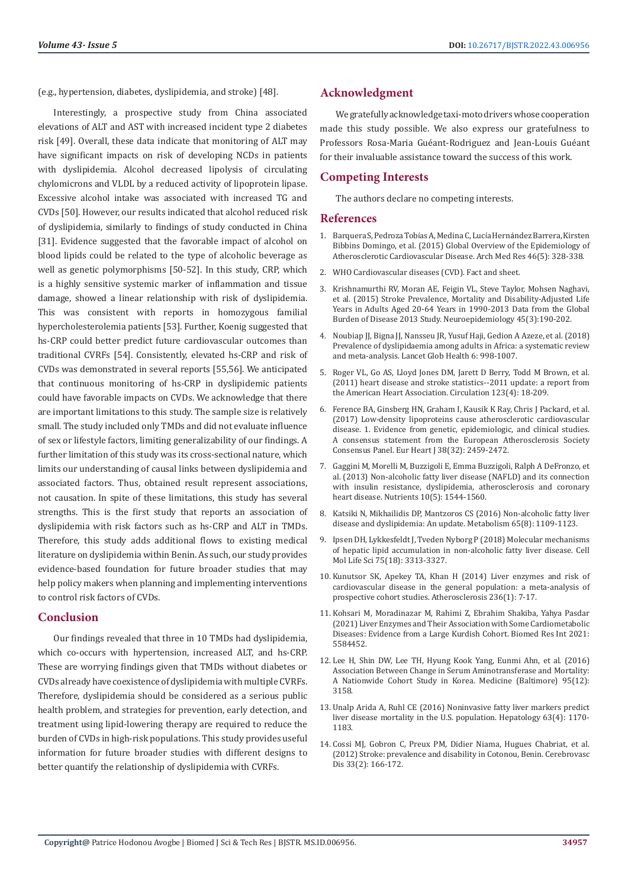(e.g., hypertension, diabetes, dyslipidemia, and stroke) [48].

Interestingly, a prospective study from China associated elevations of ALT and AST with increased incident type 2 diabetes risk [49]. Overall, these data indicate that monitoring of ALT may have significant impacts on risk of developing NCDs in patients with dyslipidemia. Alcohol decreased lipolysis of circulating chylomicrons and VLDL by a reduced activity of lipoprotein lipase. Excessive alcohol intake was associated with increased TG and CVDs [50]. However, our results indicated that alcohol reduced risk of dyslipidemia, similarly to findings of study conducted in China [31]. Evidence suggested that the favorable impact of alcohol on blood lipids could be related to the type of alcoholic beverage as well as genetic polymorphisms [50-52]. In this study, CRP, which is a highly sensitive systemic marker of inflammation and tissue damage, showed a linear relationship with risk of dyslipidemia. This was consistent with reports in homozygous familial hypercholesterolemia patients [53]. Further, Koenig suggested that hs-CRP could better predict future cardiovascular outcomes than traditional CVRFs [54]. Consistently, elevated hs-CRP and risk of CVDs was demonstrated in several reports [55,56]. We anticipated that continuous monitoring of hs-CRP in dyslipidemic patients could have favorable impacts on CVDs. We acknowledge that there are important limitations to this study. The sample size is relatively small. The study included only TMDs and did not evaluate influence of sex or lifestyle factors, limiting generalizability of our findings. A further limitation of this study was its cross-sectional nature, which limits our understanding of causal links between dyslipidemia and associated factors. Thus, obtained result represent associations, not causation. In spite of these limitations, this study has several strengths. This is the first study that reports an association of dyslipidemia with risk factors such as hs-CRP and ALT in TMDs. Therefore, this study adds additional flows to existing medical literature on dyslipidemia within Benin. As such, our study provides evidence-based foundation for future broader studies that may help policy makers when planning and implementing interventions to control risk factors of CVDs.

## Conclusion

Our findings revealed that three in 10 TMDs had dyslipidemia, which co-occurs with hypertension, increased ALT, and hs-CRP. These are worrying findings given that TMDs without diabetes or CVDs already have coexistence of dyslipidemia with multiple CVRFs. Therefore, dyslipidemia should be considered as a serious public health problem, and strategies for prevention, early detection, and treatment using lipid-lowering therapy are required to reduce the burden of CVDs in high-risk populations. This study provides useful information for future broader studies with different designs to better quantify the relationship of dyslipidemia with CVRFs.

## Acknowledgment

We gratefully acknowledge taxi-moto drivers whose cooperation made this study possible. We also express our gratefulness to Professors Rosa-Maria Guéant-Rodriguez and Jean-Louis Guéant for their invaluable assistance toward the success of this work.

## Competing Interests

The authors declare no competing interests.

## References

1. Barquera S, Pedroza Tobías A, Medina C, Lucía Hernández Barrera, Kirsten Bibbins Domingo, et al. (2015) Global Overview of the Epidemiology of Atherosclerotic Cardiovascular Disease. Arch Med Res 46(5): 328-338.
2. WHO Cardiovascular diseases (CVD). Fact and sheet.
3. Krishnamurthi RV, Moran AE, Feigin VL, Steve Taylor, Mohsen Naghavi, et al. (2015) Stroke Prevalence, Mortality and Disability-Adjusted Life Years in Adults Aged 20-64 Years in 1990-2013 Data from the Global Burden of Disease 2013 Study. Neuroepidemiology 45(3):190-202.
4. Noubiap JJ, Bigna JJ, Nansseu JR, Yusuf Haji, Gedion A Azeze, et al. (2018) Prevalence of dyslipidaemia among adults in Africa: a systematic review and meta-analysis. Lancet Glob Health 6: 998-1007.
5. Roger VL, Go AS, Lloyd Jones DM, Jarett D Berry, Todd M Brown, et al. (2011) heart disease and stroke statistics--2011 update: a report from the American Heart Association. Circulation 123(4): 18-209.
6. Ference BA, Ginsberg HN, Graham I, Kausik K Ray, Chris J Packard, et al. (2017) Low-density lipoproteins cause atherosclerotic cardiovascular disease. 1. Evidence from genetic, epidemiologic, and clinical studies. A consensus statement from the European Atherosclerosis Society Consensus Panel. Eur Heart J 38(32): 2459-2472.
7. Gaggini M, Morelli M, Buzzigoli E, Emma Buzzigoli, Ralph A DeFronzo, et al. (2013) Non-alcoholic fatty liver disease (NAFLD) and its connection with insulin resistance, dyslipidemia, atherosclerosis and coronary heart disease. Nutrients 10(5): 1544-1560.
8. Katsiki N, Mikhailidis DP, Mantzoros CS (2016) Non-alcoholic fatty liver disease and dyslipidemia: An update. Metabolism 65(8): 1109-1123.
9. Ipsen DH, Lykkesfeldt J, Tveden Nyborg P (2018) Molecular mechanisms of hepatic lipid accumulation in non-alcoholic fatty liver disease. Cell Mol Life Sci 75(18): 3313-3327.
10. Kunutsor SK, Apekey TA, Khan H (2014) Liver enzymes and risk of cardiovascular disease in the general population: a meta-analysis of prospective cohort studies. Atherosclerosis 236(1): 7-17.
11. Kohsari M, Moradinazar M, Rahimi Z, Ebrahim Shakiba, Yahya Pasdar (2021) Liver Enzymes and Their Association with Some Cardiometabolic Diseases: Evidence from a Large Kurdish Cohort. Biomed Res Int 2021: 5584452.
12. Lee H, Shin DW, Lee TH, Hyung Kook Yang, Eunmi Ahn, et al. (2016) Association Between Change in Serum Aminotransferase and Mortality: A Nationwide Cohort Study in Korea. Medicine (Baltimore) 95(12): 3158.
13. Unalp Arida A, Ruhl CE (2016) Noninvasive fatty liver markers predict liver disease mortality in the U.S. population. Hepatology 63(4): 1170-1183.
14. Cossi MJ, Gobron C, Preux PM, Didier Niama, Hugues Chabriat, et al. (2012) Stroke: prevalence and disability in Cotonou, Benin. Cerebrovasc Dis 33(2): 166-172.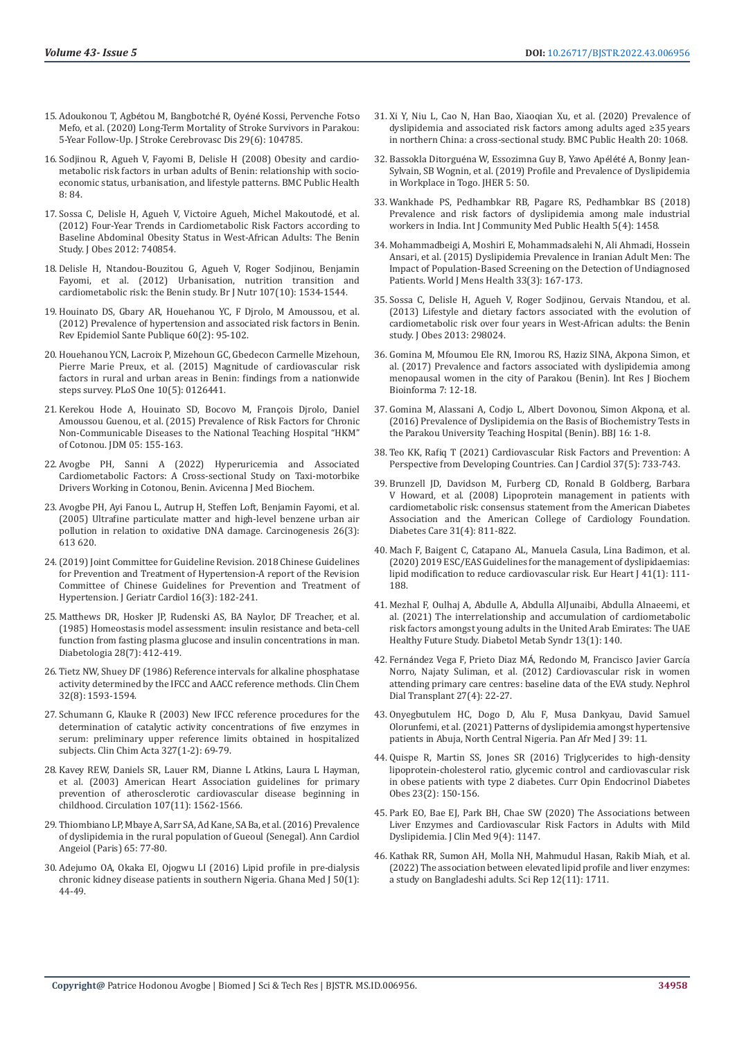15. Adoukonou T, Agbétou M, Bangbotché R, Oyéné Kossi, Pervenche Fotso Mefo, et al. (2020) Long-Term Mortality of Stroke Survivors in Parakou: 5-Year Follow-Up. J Stroke Cerebrovasc Dis 29(6): 104785.

16. Sodjinou R, Agueh V, Fayomi B, Delisle H (2008) Obesity and cardio-metabolic risk factors in urban adults of Benin: relationship with socio-economic status, urbanisation, and lifestyle patterns. BMC Public Health 8: 84.

17. Sossa C, Delisle H, Agueh V, Victoire Agueh, Michel Makoutodé, et al. (2012) Four-Year Trends in Cardiometabolic Risk Factors according to Baseline Abdominal Obesity Status in West-African Adults: The Benin Study. J Obes 2012: 740854.

18. Delisle H, Ntandou-Bouzitou G, Agueh V, Roger Sodjinou, Benjamin Fayomi, et al. (2012) Urbanisation, nutrition transition and cardiometabolic risk: the Benin study. Br J Nutr 107(10): 1534-1544.

19. Houinato DS, Gbary AR, Houehanou YC, F Djrolo, M Amoussou, et al. (2012) Prevalence of hypertension and associated risk factors in Benin. Rev Epidemiol Sante Publique 60(2): 95-102.

20. Houehanou YCN, Lacroix P, Mizehoun GC, Gbedecon Carmelle Mizehoun, Pierre Marie Preux, et al. (2015) Magnitude of cardiovascular risk factors in rural and urban areas in Benin: findings from a nationwide steps survey. PLoS One 10(5): 0126441.

21. Kerekou Hode A, Houinato SD, Bocovo M, François Djrolo, Daniel Amoussou Guenou, et al. (2015) Prevalence of Risk Factors for Chronic Non-Communicable Diseases to the National Teaching Hospital "HKM" of Cotonou. JDM 05: 155-163.

22. Avogbe PH, Sanni A (2022) Hyperuricemia and Associated Cardiometabolic Factors: A Cross-sectional Study on Taxi-motorbike Drivers Working in Cotonou, Benin. Avicenna J Med Biochem.

23. Avogbe PH, Ayi Fanou L, Autrup H, Steffen Loft, Benjamin Fayomi, et al. (2005) Ultrafine particulate matter and high-level benzene urban air pollution in relation to oxidative DNA damage. Carcinogenesis 26(3): 613 620.

24. (2019) Joint Committee for Guideline Revision. 2018 Chinese Guidelines for Prevention and Treatment of Hypertension-A report of the Revision Committee of Chinese Guidelines for Prevention and Treatment of Hypertension. J Geriatr Cardiol 16(3): 182-241.

25. Matthews DR, Hosker JP, Rudenski AS, BA Naylor, DF Treacher, et al. (1985) Homeostasis model assessment: insulin resistance and beta-cell function from fasting plasma glucose and insulin concentrations in man. Diabetologia 28(7): 412-419.

26. Tietz NW, Shuey DF (1986) Reference intervals for alkaline phosphatase activity determined by the IFCC and AACC reference methods. Clin Chem 32(8): 1593-1594.

27. Schumann G, Klauke R (2003) New IFCC reference procedures for the determination of catalytic activity concentrations of five enzymes in serum: preliminary upper reference limits obtained in hospitalized subjects. Clin Chim Acta 327(1-2): 69-79.

28. Kavey REW, Daniels SR, Lauer RM, Dianne L Atkins, Laura L Hayman, et al. (2003) American Heart Association guidelines for primary prevention of atherosclerotic cardiovascular disease beginning in childhood. Circulation 107(11): 1562-1566.

29. Thiombiano LP, Mbaye A, Sarr SA, Ad Kane, SA Ba, et al. (2016) Prevalence of dyslipidemia in the rural population of Gueoul (Senegal). Ann Cardiol Angeiol (Paris) 65: 77-80.

30. Adejumo OA, Okaka EI, Ojogwu LI (2016) Lipid profile in pre-dialysis chronic kidney disease patients in southern Nigeria. Ghana Med J 50(1): 44-49.

31. Xi Y, Niu L, Cao N, Han Bao, Xiaoqian Xu, et al. (2020) Prevalence of dyslipidemia and associated risk factors among adults aged ≥35 years in northern China: a cross-sectional study. BMC Public Health 20: 1068.

32. Bassokla Ditorguéna W, Essozimna Guy B, Yawo Apélété A, Bonny Jean-Sylvain, SB Wognin, et al. (2019) Profile and Prevalence of Dyslipidemia in Workplace in Togo. JHER 5: 50.

33. Wankhade PS, Pedhambkar RB, Pagare RS, Pedhambkar BS (2018) Prevalence and risk factors of dyslipidemia among male industrial workers in India. Int J Community Med Public Health 5(4): 1458.

34. Mohammadbeigi A, Moshiri E, Mohammadsalehi N, Ali Ahmadi, Hossein Ansari, et al. (2015) Dyslipidemia Prevalence in Iranian Adult Men: The Impact of Population-Based Screening on the Detection of Undiagnosed Patients. World J Mens Health 33(3): 167-173.

35. Sossa C, Delisle H, Agueh V, Roger Sodjinou, Gervais Ntandou, et al. (2013) Lifestyle and dietary factors associated with the evolution of cardiometabolic risk over four years in West-African adults: the Benin study. J Obes 2013: 298024.

36. Gomina M, Mfoumou Ele RN, Imorou RS, Haziz SINA, Akpona Simon, et al. (2017) Prevalence and factors associated with dyslipidemia among menopausal women in the city of Parakou (Benin). Int Res J Biochem Bioinforma 7: 12-18.

37. Gomina M, Alassani A, Codjo L, Albert Dovonou, Simon Akpona, et al. (2016) Prevalence of Dyslipidemia on the Basis of Biochemistry Tests in the Parakou University Teaching Hospital (Benin). BBJ 16: 1-8.

38. Teo KK, Rafiq T (2021) Cardiovascular Risk Factors and Prevention: A Perspective from Developing Countries. Can J Cardiol 37(5): 733-743.

39. Brunzell JD, Davidson M, Furberg CD, Ronald B Goldberg, Barbara V Howard, et al. (2008) Lipoprotein management in patients with cardiometabolic risk: consensus statement from the American Diabetes Association and the American College of Cardiology Foundation. Diabetes Care 31(4): 811-822.

40. Mach F, Baigent C, Catapano AL, Manuela Casula, Lina Badimon, et al. (2020) 2019 ESC/EAS Guidelines for the management of dyslipidaemias: lipid modification to reduce cardiovascular risk. Eur Heart J 41(1): 111-188.

41. Mezhal F, Oulhaj A, Abdulle A, Abdulla AlJunaibi, Abdulla Alnaeemi, et al. (2021) The interrelationship and accumulation of cardiometabolic risk factors amongst young adults in the United Arab Emirates: The UAE Healthy Future Study. Diabetol Metab Syndr 13(1): 140.

42. Fernández Vega F, Prieto Diaz MÁ, Redondo M, Francisco Javier García Norro, Najaty Suliman, et al. (2012) Cardiovascular risk in women attending primary care centres: baseline data of the EVA study. Nephrol Dial Transplant 27(4): 22-27.

43. Onyegbutulem HC, Dogo D, Alu F, Musa Dankyau, David Samuel Olorunfemi, et al. (2021) Patterns of dyslipidemia amongst hypertensive patients in Abuja, North Central Nigeria. Pan Afr Med J 39: 11.

44. Quispe R, Martin SS, Jones SR (2016) Triglycerides to high-density lipoprotein-cholesterol ratio, glycemic control and cardiovascular risk in obese patients with type 2 diabetes. Curr Opin Endocrinol Diabetes Obes 23(2): 150-156.

45. Park EO, Bae EJ, Park BH, Chae SW (2020) The Associations between Liver Enzymes and Cardiovascular Risk Factors in Adults with Mild Dyslipidemia. J Clin Med 9(4): 1147.

46. Kathak RR, Sumon AH, Molla NH, Mahmudul Hasan, Rakib Miah, et al. (2022) The association between elevated lipid profile and liver enzymes: a study on Bangladeshi adults. Sci Rep 12(11): 1711.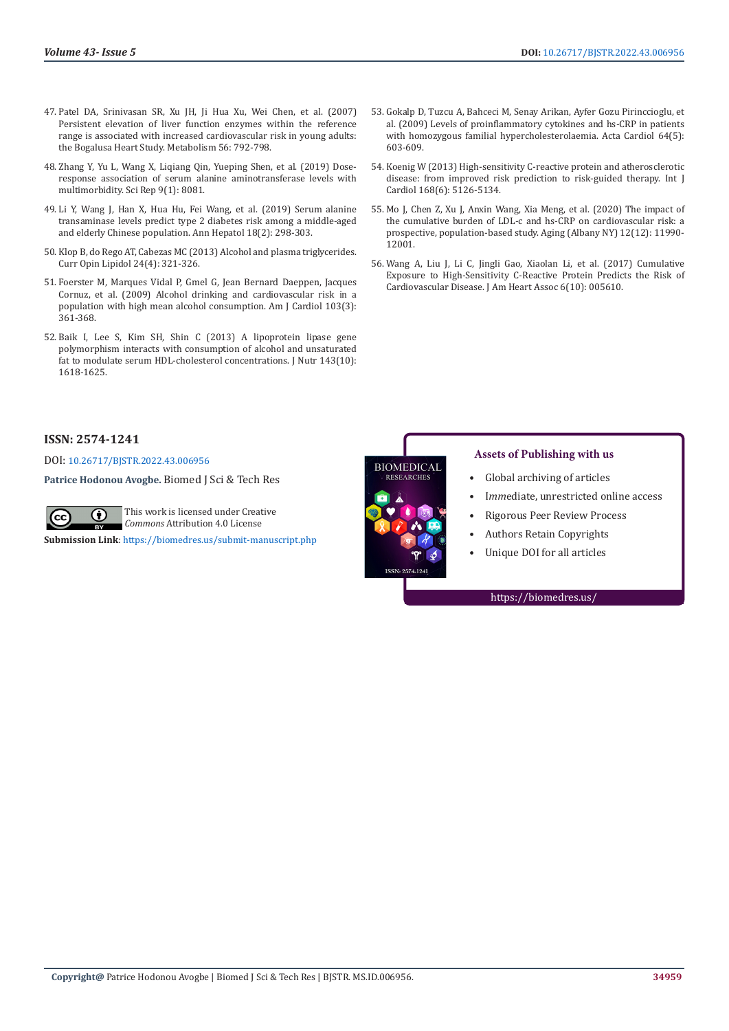47. Patel DA, Srinivasan SR, Xu JH, Ji Hua Xu, Wei Chen, et al. (2007) Persistent elevation of liver function enzymes within the reference range is associated with increased cardiovascular risk in young adults: the Bogalusa Heart Study. Metabolism 56: 792-798.
48. Zhang Y, Yu L, Wang X, Liqiang Qin, Yueping Shen, et al. (2019) Dose-response association of serum alanine aminotransferase levels with multimorbidity. Sci Rep 9(1): 8081.
49. Li Y, Wang J, Han X, Hua Hu, Fei Wang, et al. (2019) Serum alanine transaminase levels predict type 2 diabetes risk among a middle-aged and elderly Chinese population. Ann Hepatol 18(2): 298-303.
50. Klop B, do Rego AT, Cabezas MC (2013) Alcohol and plasma triglycerides. Curr Opin Lipidol 24(4): 321-326.
51. Foerster M, Marques Vidal P, Gmel G, Jean Bernard Daeppen, Jacques Cornuz, et al. (2009) Alcohol drinking and cardiovascular risk in a population with high mean alcohol consumption. Am J Cardiol 103(3): 361-368.
52. Baik I, Lee S, Kim SH, Shin C (2013) A lipoprotein lipase gene polymorphism interacts with consumption of alcohol and unsaturated fat to modulate serum HDL-cholesterol concentrations. J Nutr 143(10): 1618-1625.
53. Gokalp D, Tuzcu A, Bahceci M, Senay Arikan, Ayfer Gozu Pirinccioglu, et al. (2009) Levels of proinflammatory cytokines and hs-CRP in patients with homozygous familial hypercholesterolaemia. Acta Cardiol 64(5): 603-609.
54. Koenig W (2013) High-sensitivity C-reactive protein and atherosclerotic disease: from improved risk prediction to risk-guided therapy. Int J Cardiol 168(6): 5126-5134.
55. Mo J, Chen Z, Xu J, Anxin Wang, Xia Meng, et al. (2020) The impact of the cumulative burden of LDL-c and hs-CRP on cardiovascular risk: a prospective, population-based study. Aging (Albany NY) 12(12): 11990-12001.
56. Wang A, Liu J, Li C, Jingli Gao, Xiaolan Li, et al. (2017) Cumulative Exposure to High-Sensitivity C-Reactive Protein Predicts the Risk of Cardiovascular Disease. J Am Heart Assoc 6(10): 005610.

**ISSN: 2574-1241**

DOI: 10.26717/BJSTR.2022.43.006956

**Patrice Hodonou Avogbe.** Biomed J Sci & Tech Res

This work is licensed under Creative *Commons* Attribution 4.0 License

**Submission Link**: https://biomedres.us/submit-manuscript.php

BIOMEDICAL RESEARCHES

ISSN: 2574-1241

**Assets of Publishing with us**

- Global archiving of articles
- Immediate, unrestricted online access
- Rigorous Peer Review Process
- Authors Retain Copyrights
- Unique DOI for all articles

https://biomedres.us/